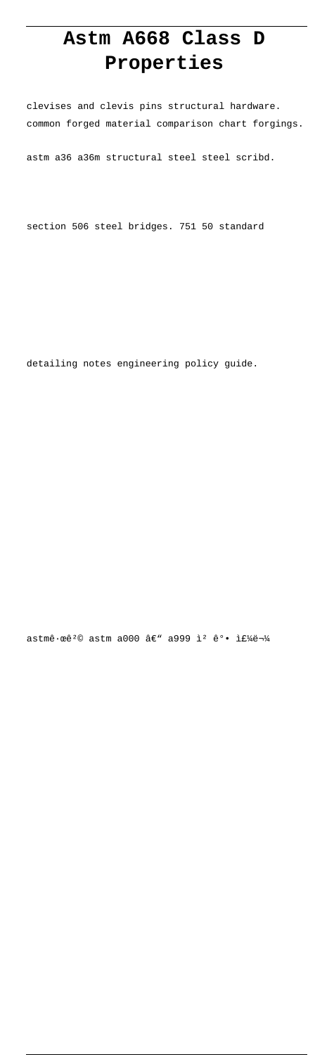# Astm A668 Class D Properties

clevises and clevis pins structural hardware. common forged material comparison chart forgings.

astm a36 a36m structural steel steel scribd.

section 506 steel bridges. 751 50 standard

detailing notes engineering policy guide.

astmê·œê²© astm a000 â€" a999 ì² ê°• ì£¼ë¬¼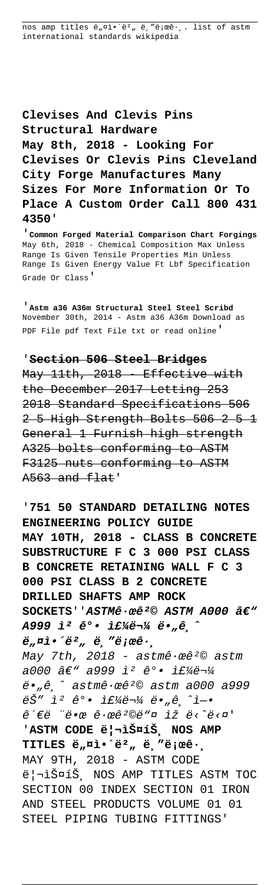nos amp titles ë„¤ì•´ë²„ ë¸”ë¡œê·¸. list of astm international standards wikipedia

**Clevises And Clevis Pins Structural Hardware**
**May 8th, 2018 - Looking For Clevises Or Clevis Pins Cleveland City Forge Manufactures Many Sizes For More Information Or To Place A Custom Order Call 800 431 4350**'

'**Common Forged Material Comparison Chart Forgings** May 6th, 2018 - Chemical Composition Max Unless Range Is Given Tensile Properties Min Unless Range Is Given Energy Value Ft Lbf Specification Grade Or Class'

'**Astm a36 A36m Structural Steel Steel Scribd** November 30th, 2014 - Astm a36 A36m Download as PDF File pdf Text File txt or read online'

'**Section 506 Steel Bridges**
May 11th, 2018 - Effective with the December 2017 Letting 253 2018 Standard Specifications 506 2 5 High Strength Bolts 506 2 5 1 General 1 Furnish high strength A325 bolts conforming to ASTM F3125 nuts conforming to ASTM A563 and flat'

'**751 50 STANDARD DETAILING NOTES ENGINEERING POLICY GUIDE**
**MAY 10TH, 2018 - CLASS B CONCRETE SUBSTRUCTURE F C 3 000 PSI CLASS B CONCRETE RETAINING WALL F C 3 000 PSI CLASS B 2 CONCRETE DRILLED SHAFTS AMP ROCK SOCKETS**''***ASTMê·œê²© ASTM A000 â€" A999 ì² ê°• ì£¼ë¬¼ ë•„ê¸ˆ ë„¤ì•´ë²„ ë¸”ë¡œê·¸***
*May 7th, 2018 - astmê·œê²© astm a000 â€" a999 ì² ê°• ì£¼ë¬¼ ë•„ê¸ˆ astmê·œê²© astm a000 a999 ëŠ" ì² ê°• ì£¼ë¬¼ ë•„ê¸ˆì—• ê´€ë ¨ë•œ ê·œê²©ë"¤ ìž ë‹ˆë‹¤*'
'**ASTM CODE ë¦¬ìŠ¤íŠ¸ NOS AMP TITLES ë„¤ì•´ë²„ ë¸”ë¡œê·¸**
MAY 9TH, 2018 - ASTM CODE ë¦¬ìŠ¤íŠ¸ NOS AMP TITLES ASTM TOC SECTION 00 INDEX SECTION 01 IRON AND STEEL PRODUCTS VOLUME 01 01 STEEL PIPING TUBING FITTINGS'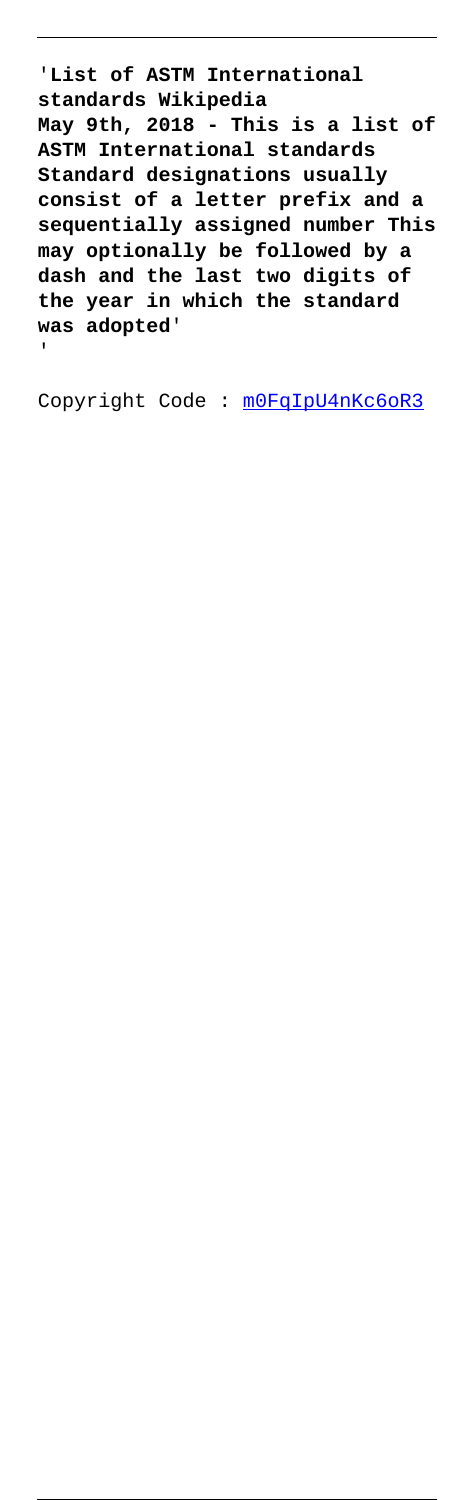'**List of ASTM International standards Wikipedia**
**May 9th, 2018 - This is a list of ASTM International standards Standard designations usually consist of a letter prefix and a sequentially assigned number This may optionally be followed by a dash and the last two digits of the year in which the standard was adopted**'
'

Copyright Code : m0FqIpU4nKc6oR3